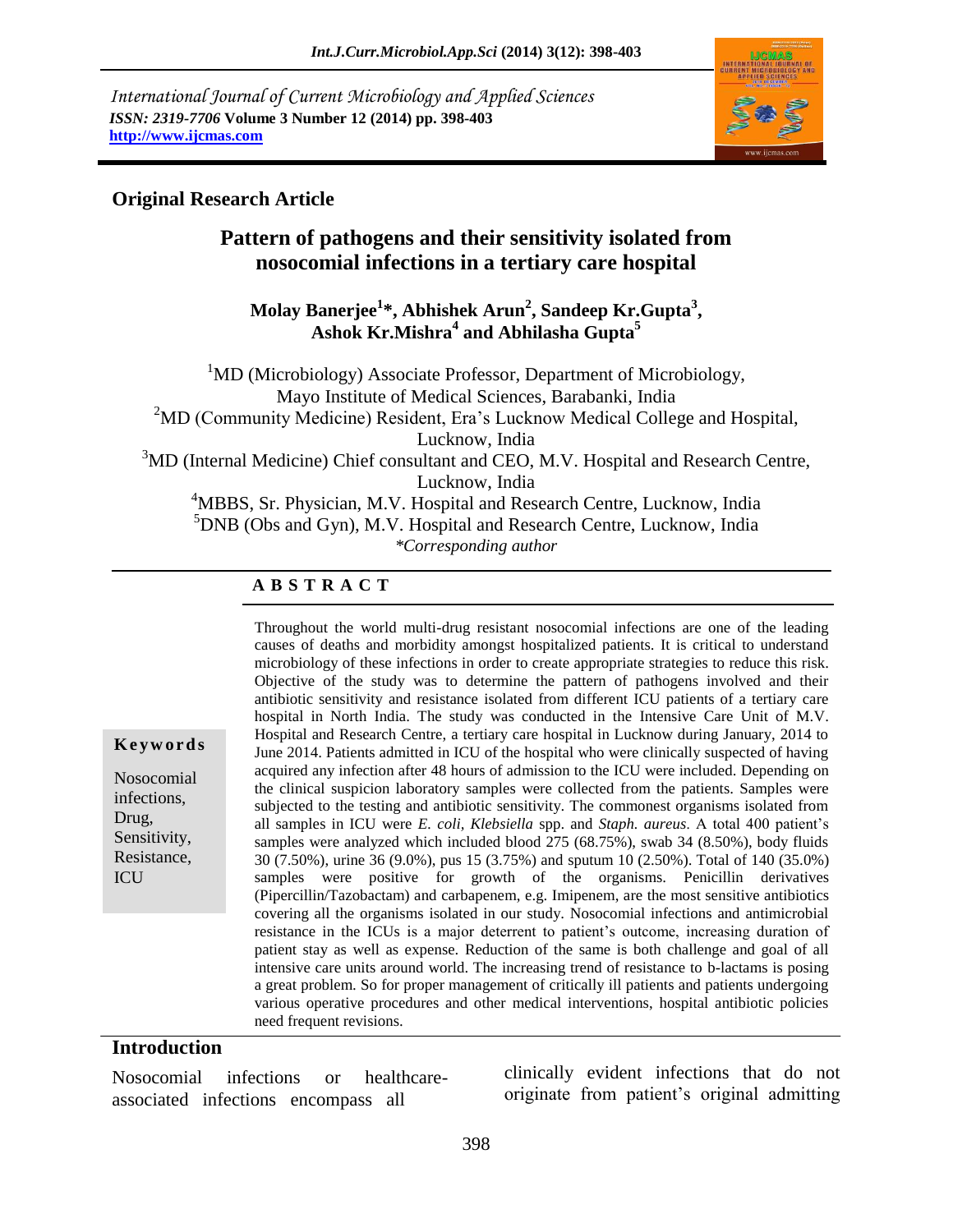International Journal of Current Microbiology and Applied Sciences
*ISSN: 2319-7706* **Volume 3 Number 12 (2014) pp. 398-403**
**http://www.ijcmas.com**

**Original Research Article**

# Pattern of pathogens and their sensitivity isolated from nosocomial infections in a tertiary care hospital

**Molay Banerjee[1]*, Abhishek Arun[2], Sandeep Kr.Gupta[3], Ashok Kr.Mishra[4] and Abhilasha Gupta[5]**

[1]MD (Microbiology) Associate Professor, Department of Microbiology, Mayo Institute of Medical Sciences, Barabanki, India
[2]MD (Community Medicine) Resident, Era's Lucknow Medical College and Hospital, Lucknow, India
[3]MD (Internal Medicine) Chief consultant and CEO, M.V. Hospital and Research Centre, Lucknow, India
[4]MBBS, Sr. Physician, M.V. Hospital and Research Centre, Lucknow, India
[5]DNB (Obs and Gyn), M.V. Hospital and Research Centre, Lucknow, India
*\*Corresponding author*

## A B S T R A C T

**Keywords**

Nosocomial infections, Drug, Sensitivity, Resistance, ICU

Throughout the world multi-drug resistant nosocomial infections are one of the leading causes of deaths and morbidity amongst hospitalized patients. It is critical to understand microbiology of these infections in order to create appropriate strategies to reduce this risk. Objective of the study was to determine the pattern of pathogens involved and their antibiotic sensitivity and resistance isolated from different ICU patients of a tertiary care hospital in North India. The study was conducted in the Intensive Care Unit of M.V. Hospital and Research Centre, a tertiary care hospital in Lucknow during January, 2014 to June 2014. Patients admitted in ICU of the hospital who were clinically suspected of having acquired any infection after 48 hours of admission to the ICU were included. Depending on the clinical suspicion laboratory samples were collected from the patients. Samples were subjected to the testing and antibiotic sensitivity. The commonest organisms isolated from all samples in ICU were *E. coli*, *Klebsiella* spp. and *Staph. aureus*. A total 400 patient's samples were analyzed which included blood 275 (68.75%), swab 34 (8.50%), body fluids 30 (7.50%), urine 36 (9.0%), pus 15 (3.75%) and sputum 10 (2.50%). Total of 140 (35.0%) samples were positive for growth of the organisms. Penicillin derivatives (Pipercillin/Tazobactam) and carbapenem, e.g. Imipenem, are the most sensitive antibiotics covering all the organisms isolated in our study. Nosocomial infections and antimicrobial resistance in the ICUs is a major deterrent to patient's outcome, increasing duration of patient stay as well as expense. Reduction of the same is both challenge and goal of all intensive care units around world. The increasing trend of resistance to b-lactams is posing a great problem. So for proper management of critically ill patients and patients undergoing various operative procedures and other medical interventions, hospital antibiotic policies need frequent revisions.

## Introduction

Nosocomial infections or healthcare-associated infections encompass all clinically evident infections that do not originate from patient's original admitting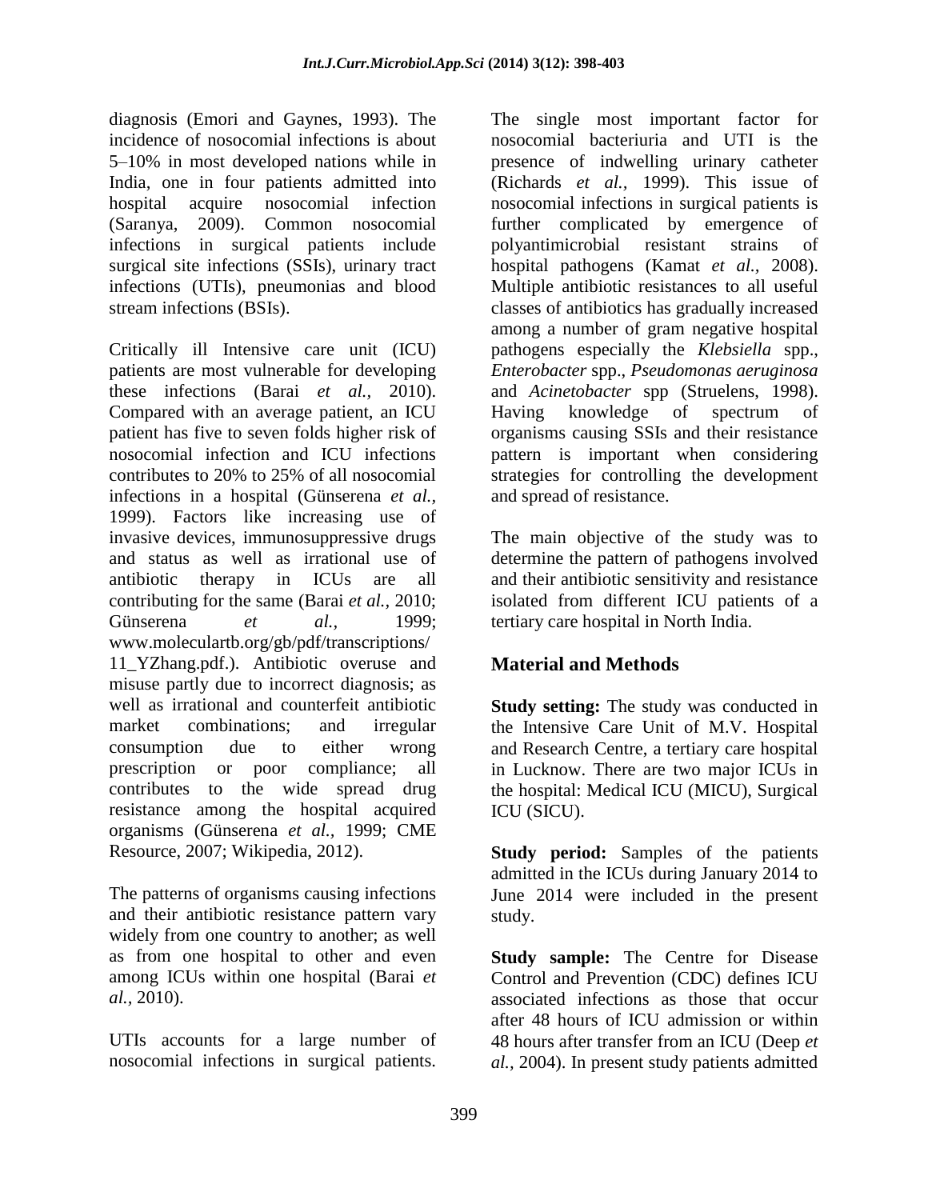diagnosis (Emori and Gaynes, 1993). The incidence of nosocomial infections is about 5–10% in most developed nations while in India, one in four patients admitted into hospital acquire nosocomial infection (Saranya, 2009). Common nosocomial infections in surgical patients include surgical site infections (SSIs), urinary tract infections (UTIs), pneumonias and blood stream infections (BSIs).

Critically ill Intensive care unit (ICU) patients are most vulnerable for developing these infections (Barai *et al.,* 2010). Compared with an average patient, an ICU patient has five to seven folds higher risk of nosocomial infection and ICU infections contributes to 20% to 25% of all nosocomial infections in a hospital (Günserena *et al.,* 1999). Factors like increasing use of invasive devices, immunosuppressive drugs and status as well as irrational use of antibiotic therapy in ICUs are all contributing for the same (Barai *et al.,* 2010; Günserena *et al.,* 1999; www.moleculartb.org/gb/pdf/transcriptions/11_YZhang.pdf.). Antibiotic overuse and misuse partly due to incorrect diagnosis; as well as irrational and counterfeit antibiotic market combinations; and irregular consumption due to either wrong prescription or poor compliance; all contributes to the wide spread drug resistance among the hospital acquired organisms (Günserena *et al.,* 1999; CME Resource, 2007; Wikipedia, 2012).

The patterns of organisms causing infections and their antibiotic resistance pattern vary widely from one country to another; as well as from one hospital to other and even among ICUs within one hospital (Barai *et al.,* 2010).

UTIs accounts for a large number of nosocomial infections in surgical patients. The single most important factor for nosocomial bacteriuria and UTI is the presence of indwelling urinary catheter (Richards *et al.,* 1999). This issue of nosocomial infections in surgical patients is further complicated by emergence of polyantimicrobial resistant strains of hospital pathogens (Kamat *et al.,* 2008). Multiple antibiotic resistances to all useful classes of antibiotics has gradually increased among a number of gram negative hospital pathogens especially the *Klebsiella* spp., *Enterobacter* spp., *Pseudomonas aeruginosa* and *Acinetobacter* spp (Struelens, 1998). Having knowledge of spectrum of organisms causing SSIs and their resistance pattern is important when considering strategies for controlling the development and spread of resistance.

The main objective of the study was to determine the pattern of pathogens involved and their antibiotic sensitivity and resistance isolated from different ICU patients of a tertiary care hospital in North India.

## Material and Methods

**Study setting:** The study was conducted in the Intensive Care Unit of M.V. Hospital and Research Centre, a tertiary care hospital in Lucknow. There are two major ICUs in the hospital: Medical ICU (MICU), Surgical ICU (SICU).

**Study period:** Samples of the patients admitted in the ICUs during January 2014 to June 2014 were included in the present study.

**Study sample:** The Centre for Disease Control and Prevention (CDC) defines ICU associated infections as those that occur after 48 hours of ICU admission or within 48 hours after transfer from an ICU (Deep *et al.,* 2004). In present study patients admitted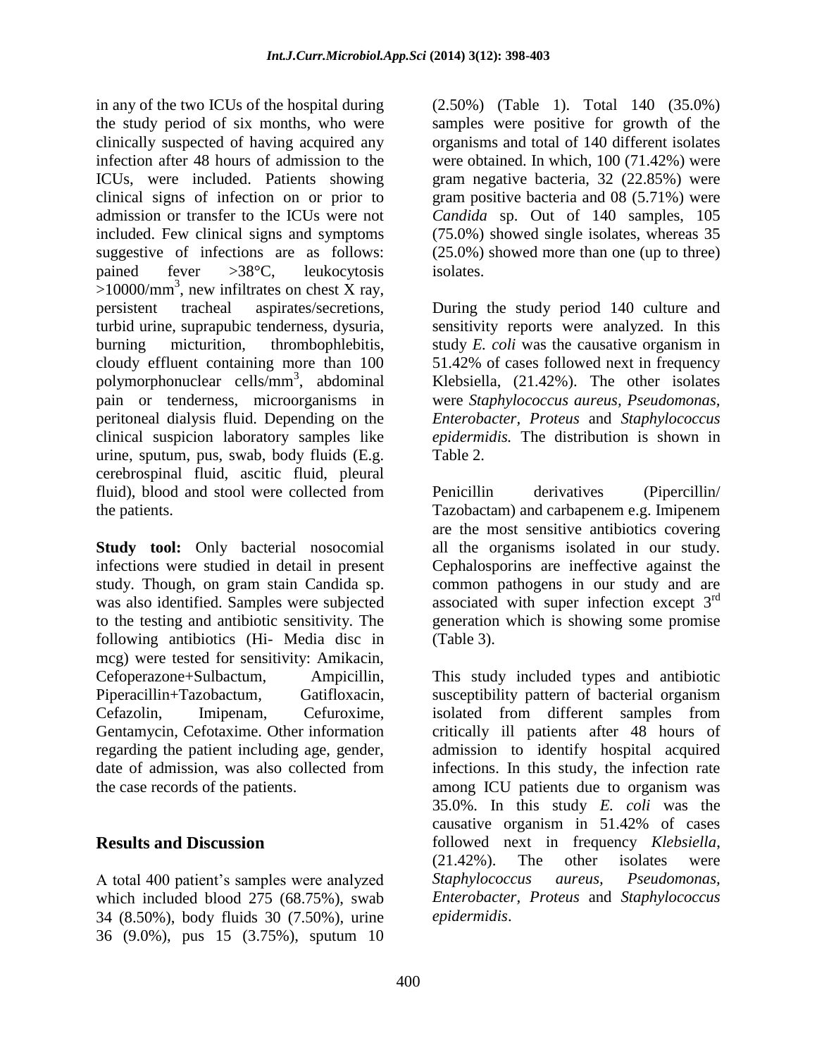in any of the two ICUs of the hospital during the study period of six months, who were clinically suspected of having acquired any infection after 48 hours of admission to the ICUs, were included. Patients showing clinical signs of infection on or prior to admission or transfer to the ICUs were not included. Few clinical signs and symptoms suggestive of infections are as follows: pained fever >38°C, leukocytosis >10000/mm$^3$, new infiltrates on chest X ray, persistent tracheal aspirates/secretions, turbid urine, suprapubic tenderness, dysuria, burning micturition, thrombophlebitis, cloudy effluent containing more than 100 polymorphonuclear cells/mm$^3$, abdominal pain or tenderness, microorganisms in peritoneal dialysis fluid. Depending on the clinical suspicion laboratory samples like urine, sputum, pus, swab, body fluids (E.g. cerebrospinal fluid, ascitic fluid, pleural fluid), blood and stool were collected from the patients.

**Study tool:** Only bacterial nosocomial infections were studied in detail in present study. Though, on gram stain Candida sp. was also identified. Samples were subjected to the testing and antibiotic sensitivity. The following antibiotics (Hi- Media disc in mcg) were tested for sensitivity: Amikacin, Cefoperazone+Sulbactum, Ampicillin, Piperacillin+Tazobactum, Gatifloxacin, Cefazolin, Imipenam, Cefuroxime, Gentamycin, Cefotaxime. Other information regarding the patient including age, gender, date of admission, was also collected from the case records of the patients.

## Results and Discussion

A total 400 patient's samples were analyzed which included blood 275 (68.75%), swab 34 (8.50%), body fluids 30 (7.50%), urine 36 (9.0%), pus 15 (3.75%), sputum 10 (2.50%) (Table 1). Total 140 (35.0%) samples were positive for growth of the organisms and total of 140 different isolates were obtained. In which, 100 (71.42%) were gram negative bacteria, 32 (22.85%) were gram positive bacteria and 08 (5.71%) were *Candida* sp. Out of 140 samples, 105 (75.0%) showed single isolates, whereas 35 (25.0%) showed more than one (up to three) isolates.

During the study period 140 culture and sensitivity reports were analyzed. In this study *E. coli* was the causative organism in 51.42% of cases followed next in frequency Klebsiella, (21.42%). The other isolates were *Staphylococcus aureus*, *Pseudomonas*, *Enterobacter*, *Proteus* and *Staphylococcus epidermidis.* The distribution is shown in Table 2.

Penicillin derivatives (Pipercillin/ Tazobactam) and carbapenem e.g. Imipenem are the most sensitive antibiotics covering all the organisms isolated in our study. Cephalosporins are ineffective against the common pathogens in our study and are associated with super infection except 3$^{rd}$ generation which is showing some promise (Table 3).

This study included types and antibiotic susceptibility pattern of bacterial organism isolated from different samples from critically ill patients after 48 hours of admission to identify hospital acquired infections. In this study, the infection rate among ICU patients due to organism was 35.0%. In this study *E. coli* was the causative organism in 51.42% of cases followed next in frequency *Klebsiella*, (21.42%). The other isolates were *Staphylococcus aureus*, *Pseudomonas*, *Enterobacter*, *Proteus* and *Staphylococcus epidermidis*.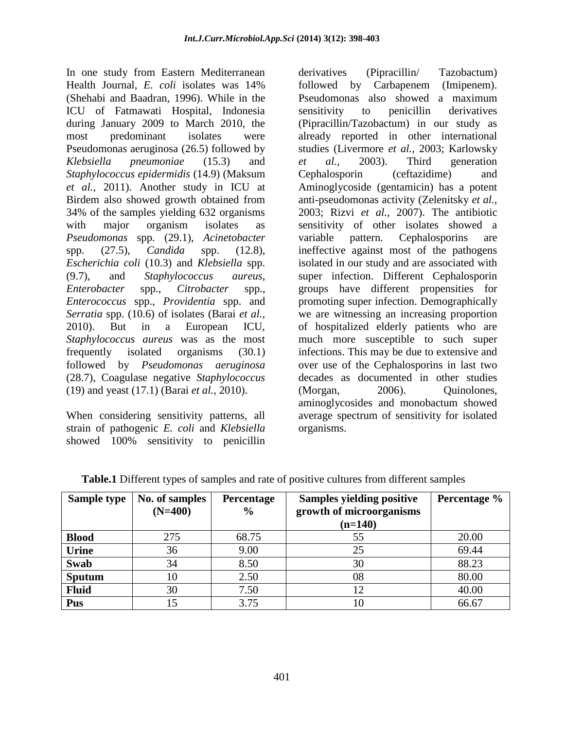In one study from Eastern Mediterranean Health Journal, *E. coli* isolates was 14% (Shehabi and Baadran, 1996). While in the ICU of Fatmawati Hospital, Indonesia during January 2009 to March 2010, the most predominant isolates were Pseudomonas aeruginosa (26.5) followed by *Klebsiella pneumoniae* (15.3) and *Staphylococcus epidermidis* (14.9) (Maksum *et al.*, 2011). Another study in ICU at Birdem also showed growth obtained from 34% of the samples yielding 632 organisms with major organism isolates as *Pseudomonas* spp. (29.1), *Acinetobacter* spp. (27.5), *Candida* spp. (12.8), *Escherichia coli* (10.3) and *Klebsiella* spp. (9.7), and *Staphylococcus aureus*, *Enterobacter* spp., *Citrobacter* spp., *Enterococcus* spp., *Providentia* spp. and *Serratia* spp. (10.6) of isolates (Barai *et al.*, 2010). But in a European ICU, *Staphylococcus aureus* was as the most frequently isolated organisms (30.1) followed by *Pseudomonas aeruginosa* (28.7), Coagulase negative *Staphylococcus* (19) and yeast (17.1) (Barai *et al.*, 2010).

When considering sensitivity patterns, all strain of pathogenic *E. coli* and *Klebsiella* showed 100% sensitivity to penicillin derivatives (Pipracillin/ Tazobactum) followed by Carbapenem (Imipenem). Pseudomonas also showed a maximum sensitivity to penicillin derivatives (Pipracillin/Tazobactum) in our study as already reported in other international studies (Livermore *et al.*, 2003; Karlowsky *et al.*, 2003). Third generation Cephalosporin (ceftazidime) and Aminoglycoside (gentamicin) has a potent anti-pseudomonas activity (Zelenitsky *et al.*, 2003; Rizvi *et al.*, 2007). The antibiotic sensitivity of other isolates showed a variable pattern. Cephalosporins are ineffective against most of the pathogens isolated in our study and are associated with super infection. Different Cephalosporin groups have different propensities for promoting super infection. Demographically we are witnessing an increasing proportion of hospitalized elderly patients who are much more susceptible to such super infections. This may be due to extensive and over use of the Cephalosporins in last two decades as documented in other studies (Morgan, 2006). Quinolones, aminoglycosides and monobactum showed average spectrum of sensitivity for isolated organisms.

**Table.1** Different types of samples and rate of positive cultures from different samples

| Sample type | No. of samples (N=400) | Percentage % | Samples yielding positive growth of microorganisms (n=140) | Percentage % |
|---|---|---|---|---|
| **Blood** | 275 | 68.75 | 55 | 20.00 |
| **Urine** | 36 | 9.00 | 25 | 69.44 |
| **Swab** | 34 | 8.50 | 30 | 88.23 |
| **Sputum** | 10 | 2.50 | 08 | 80.00 |
| **Fluid** | 30 | 7.50 | 12 | 40.00 |
| **Pus** | 15 | 3.75 | 10 | 66.67 |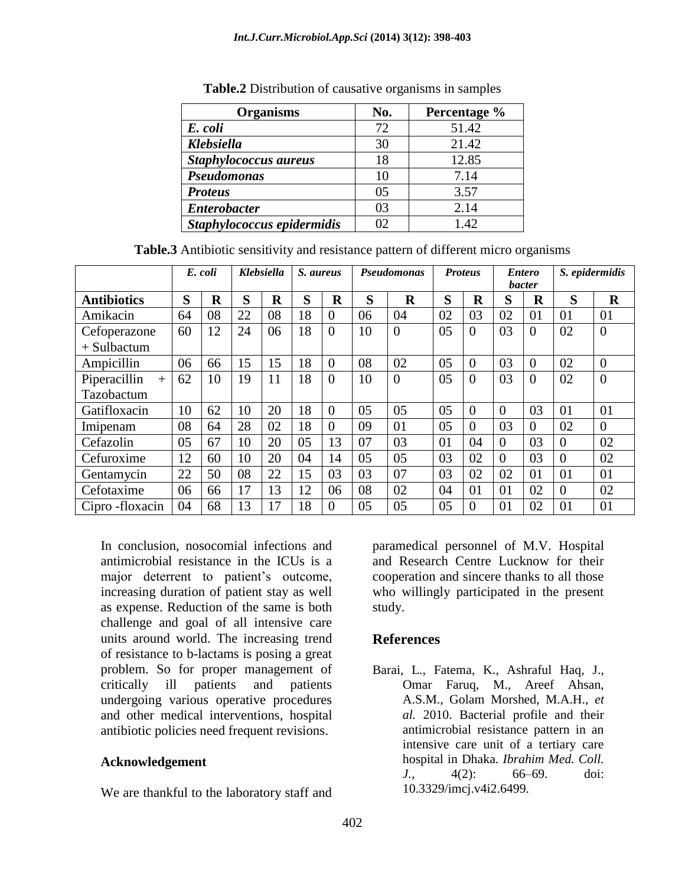**Table.2** Distribution of causative organisms in samples

| Organisms | No. | Percentage % |
|---|---|---|
| *E. coli* | 72 | 51.42 |
| *Klebsiella* | 30 | 21.42 |
| *Staphylococcus aureus* | 18 | 12.85 |
| *Pseudomonas* | 10 | 7.14 |
| *Proteus* | 05 | 3.57 |
| *Enterobacter* | 03 | 2.14 |
| *Staphylococcus epidermidis* | 02 | 1.42 |

**Table.3** Antibiotic sensitivity and resistance pattern of different micro organisms

| | *E. coli* | | *Klebsiella* | | *S. aureus* | | *Pseudomonas* | | *Proteus* | | *Entero bacter* | | *S. epidermidis* | |
|---|---|---|---|---|---|---|---|---|---|---|---|---|---|---|
| **Antibiotics** | **S** | **R** | **S** | **R** | **S** | **R** | **S** | **R** | **S** | **R** | **S** | **R** | **S** | **R** |
| Amikacin | 64 | 08 | 22 | 08 | 18 | 0 | 06 | 04 | 02 | 03 | 02 | 01 | 01 | 01 |
| Cefoperazone + Sulbactum | 60 | 12 | 24 | 06 | 18 | 0 | 10 | 0 | 05 | 0 | 03 | 0 | 02 | 0 |
| Ampicillin | 06 | 66 | 15 | 15 | 18 | 0 | 08 | 02 | 05 | 0 | 03 | 0 | 02 | 0 |
| Piperacillin + Tazobactum | 62 | 10 | 19 | 11 | 18 | 0 | 10 | 0 | 05 | 0 | 03 | 0 | 02 | 0 |
| Gatifloxacin | 10 | 62 | 10 | 20 | 18 | 0 | 05 | 05 | 05 | 0 | 0 | 03 | 01 | 01 |
| Imipenam | 08 | 64 | 28 | 02 | 18 | 0 | 09 | 01 | 05 | 0 | 03 | 0 | 02 | 0 |
| Cefazolin | 05 | 67 | 10 | 20 | 05 | 13 | 07 | 03 | 01 | 04 | 0 | 03 | 0 | 02 |
| Cefuroxime | 12 | 60 | 10 | 20 | 04 | 14 | 05 | 05 | 03 | 02 | 0 | 03 | 0 | 02 |
| Gentamycin | 22 | 50 | 08 | 22 | 15 | 03 | 03 | 07 | 03 | 02 | 02 | 01 | 01 | 01 |
| Cefotaxime | 06 | 66 | 17 | 13 | 12 | 06 | 08 | 02 | 04 | 01 | 01 | 02 | 0 | 02 |
| Cipro -floxacin | 04 | 68 | 13 | 17 | 18 | 0 | 05 | 05 | 05 | 0 | 01 | 02 | 01 | 01 |

In conclusion, nosocomial infections and antimicrobial resistance in the ICUs is a major deterrent to patient's outcome, increasing duration of patient stay as well as expense. Reduction of the same is both challenge and goal of all intensive care units around world. The increasing trend of resistance to b-lactams is posing a great problem. So for proper management of critically ill patients and patients undergoing various operative procedures and other medical interventions, hospital antibiotic policies need frequent revisions.

## Acknowledgement

We are thankful to the laboratory staff and paramedical personnel of M.V. Hospital and Research Centre Lucknow for their cooperation and sincere thanks to all those who willingly participated in the present study.

## References

Barai, L., Fatema, K., Ashraful Haq, J., Omar Faruq, M., Areef Ahsan, A.S.M., Golam Morshed, M.A.H., *et al.* 2010. Bacterial profile and their antimicrobial resistance pattern in an intensive care unit of a tertiary care hospital in Dhaka. *Ibrahim Med. Coll. J.*, 4(2): 66–69. doi: 10.3329/imcj.v4i2.6499.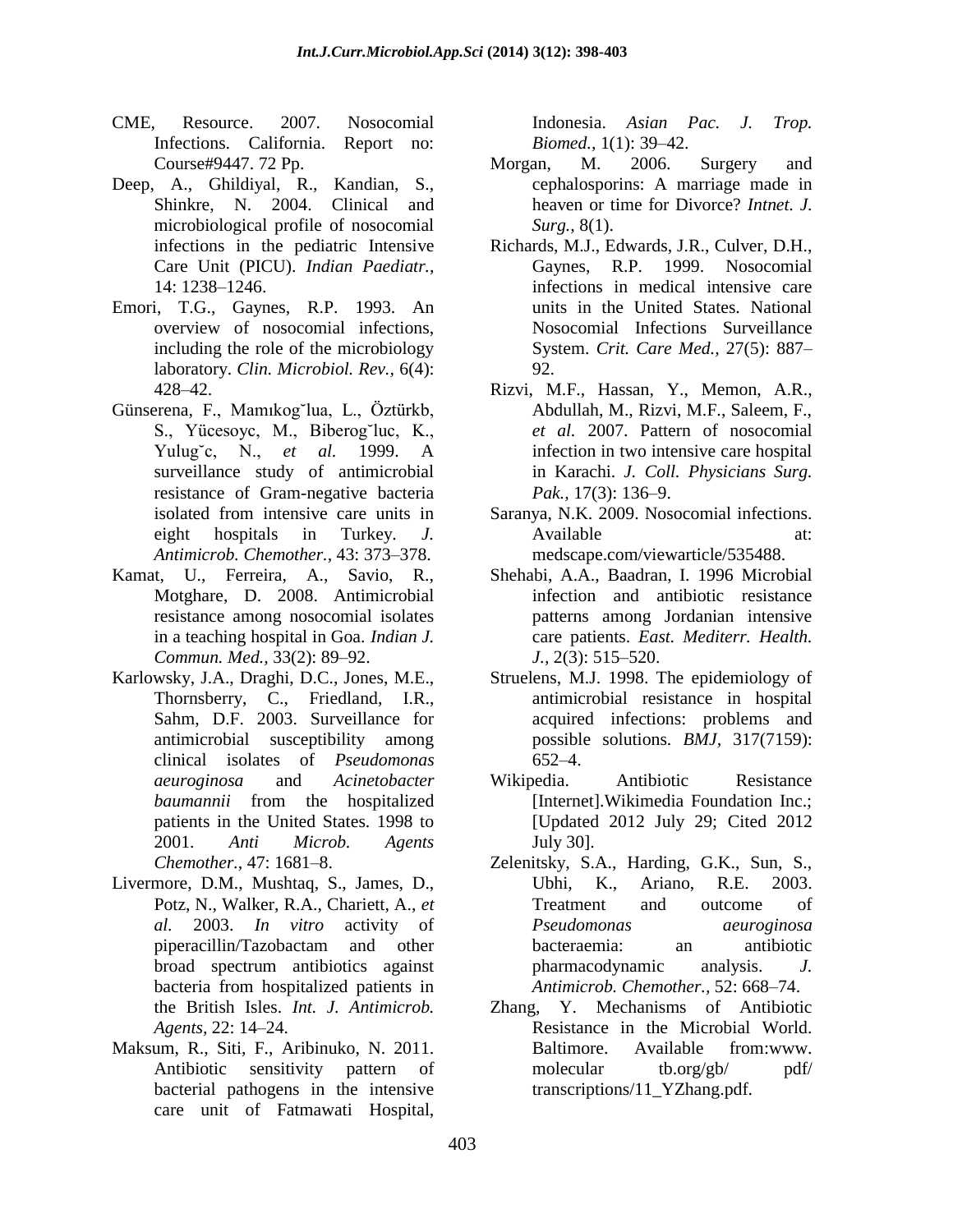CME, Resource. 2007. Nosocomial Infections. California. Report no: Course#9447. 72 Pp.

Deep, A., Ghildiyal, R., Kandian, S., Shinkre, N. 2004. Clinical and microbiological profile of nosocomial infections in the pediatric Intensive Care Unit (PICU). *Indian Paediatr.*, 14: 1238–1246.

Emori, T.G., Gaynes, R.P. 1993. An overview of nosocomial infections, including the role of the microbiology laboratory. *Clin. Microbiol. Rev.*, 6(4): 428–42.

Günserena, F., Mamıkog˘lua, L., Öztürkb, S., Yücesoyc, M., Biberog˘luc, K., Yulug˘c, N., *et al.* 1999. A surveillance study of antimicrobial resistance of Gram-negative bacteria isolated from intensive care units in eight hospitals in Turkey. *J. Antimicrob. Chemother.*, 43: 373–378.

Kamat, U., Ferreira, A., Savio, R., Motghare, D. 2008. Antimicrobial resistance among nosocomial isolates in a teaching hospital in Goa. *Indian J. Commun. Med.*, 33(2): 89–92.

Karlowsky, J.A., Draghi, D.C., Jones, M.E., Thornsberry, C., Friedland, I.R., Sahm, D.F. 2003. Surveillance for antimicrobial susceptibility among clinical isolates of *Pseudomonas aeuroginosa* and *Acinetobacter baumannii* from the hospitalized patients in the United States. 1998 to 2001. *Anti Microb. Agents Chemother.*, 47: 1681–8.

Livermore, D.M., Mushtaq, S., James, D., Potz, N., Walker, R.A., Chariett, A., *et al.* 2003. *In vitro* activity of piperacillin/Tazobactam and other broad spectrum antibiotics against bacteria from hospitalized patients in the British Isles. *Int. J. Antimicrob. Agents*, 22: 14–24.

Maksum, R., Siti, F., Aribinuko, N. 2011. Antibiotic sensitivity pattern of bacterial pathogens in the intensive care unit of Fatmawati Hospital, Indonesia. *Asian Pac. J. Trop. Biomed.*, 1(1): 39–42.

Morgan, M. 2006. Surgery and cephalosporins: A marriage made in heaven or time for Divorce? *Intnet. J. Surg.*, 8(1).

Richards, M.J., Edwards, J.R., Culver, D.H., Gaynes, R.P. 1999. Nosocomial infections in medical intensive care units in the United States. National Nosocomial Infections Surveillance System. *Crit. Care Med.*, 27(5): 887–92.

Rizvi, M.F., Hassan, Y., Memon, A.R., Abdullah, M., Rizvi, M.F., Saleem, F., *et al.* 2007. Pattern of nosocomial infection in two intensive care hospital in Karachi. *J. Coll. Physicians Surg. Pak.*, 17(3): 136–9.

Saranya, N.K. 2009. Nosocomial infections. Available at: medscape.com/viewarticle/535488.

Shehabi, A.A., Baadran, I. 1996 Microbial infection and antibiotic resistance patterns among Jordanian intensive care patients. *East. Mediterr. Health. J.*, 2(3): 515–520.

Struelens, M.J. 1998. The epidemiology of antimicrobial resistance in hospital acquired infections: problems and possible solutions. *BMJ*, 317(7159): 652–4.

Wikipedia. Antibiotic Resistance [Internet].Wikimedia Foundation Inc.; [Updated 2012 July 29; Cited 2012 July 30].

Zelenitsky, S.A., Harding, G.K., Sun, S., Ubhi, K., Ariano, R.E. 2003. Treatment and outcome of *Pseudomonas aeuroginosa* bacteraemia: an antibiotic pharmacodynamic analysis. *J. Antimicrob. Chemother.*, 52: 668–74.

Zhang, Y. Mechanisms of Antibiotic Resistance in the Microbial World. Baltimore. Available from:www. molecular tb.org/gb/ pdf/ transcriptions/11_YZhang.pdf.